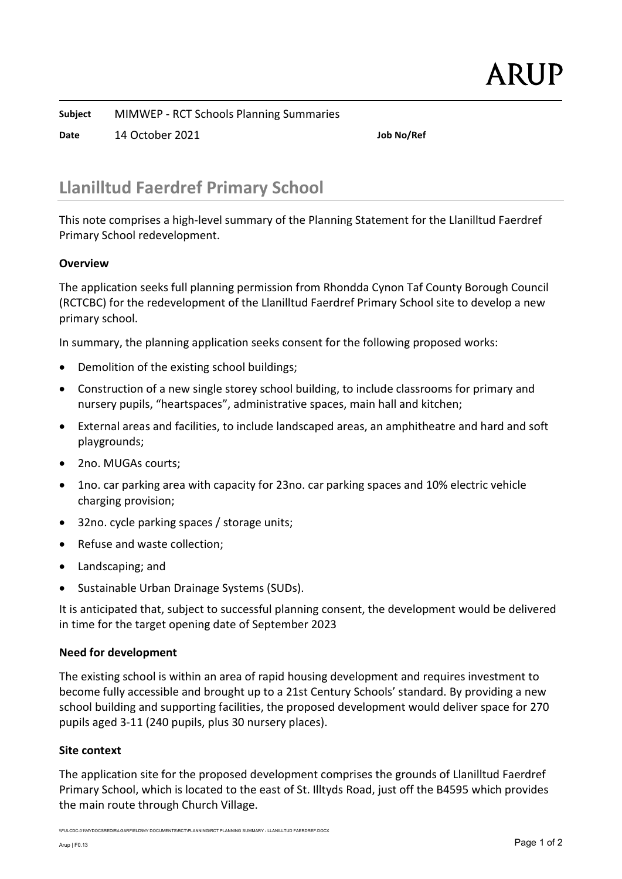| **Subject** | MIMWEP - RCT Schools Planning Summaries | | |
|---|---|---|---|
| **Date** | 14 October 2021 | **Job No/Ref** | |

# Llanilltud Faerdref Primary School

This note comprises a high-level summary of the Planning Statement for the Llanilltud Faerdref Primary School redevelopment.

**Overview**

The application seeks full planning permission from Rhondda Cynon Taf County Borough Council (RCTCBC) for the redevelopment of the Llanilltud Faerdref Primary School site to develop a new primary school.

In summary, the planning application seeks consent for the following proposed works:

- Demolition of the existing school buildings;
- Construction of a new single storey school building, to include classrooms for primary and nursery pupils, "heartspaces", administrative spaces, main hall and kitchen;
- External areas and facilities, to include landscaped areas, an amphitheatre and hard and soft playgrounds;
- 2no. MUGAs courts;
- 1no. car parking area with capacity for 23no. car parking spaces and 10% electric vehicle charging provision;
- 32no. cycle parking spaces / storage units;
- Refuse and waste collection;
- Landscaping; and
- Sustainable Urban Drainage Systems (SUDs).

It is anticipated that, subject to successful planning consent, the development would be delivered in time for the target opening date of September 2023

**Need for development**

The existing school is within an area of rapid housing development and requires investment to become fully accessible and brought up to a 21st Century Schools' standard. By providing a new school building and supporting facilities, the proposed development would deliver space for 270 pupils aged 3-11 (240 pupils, plus 30 nursery places).

**Site context**

The application site for the proposed development comprises the grounds of Llanilltud Faerdref Primary School, which is located to the east of St. Illtyds Road, just off the B4595 which provides the main route through Church Village.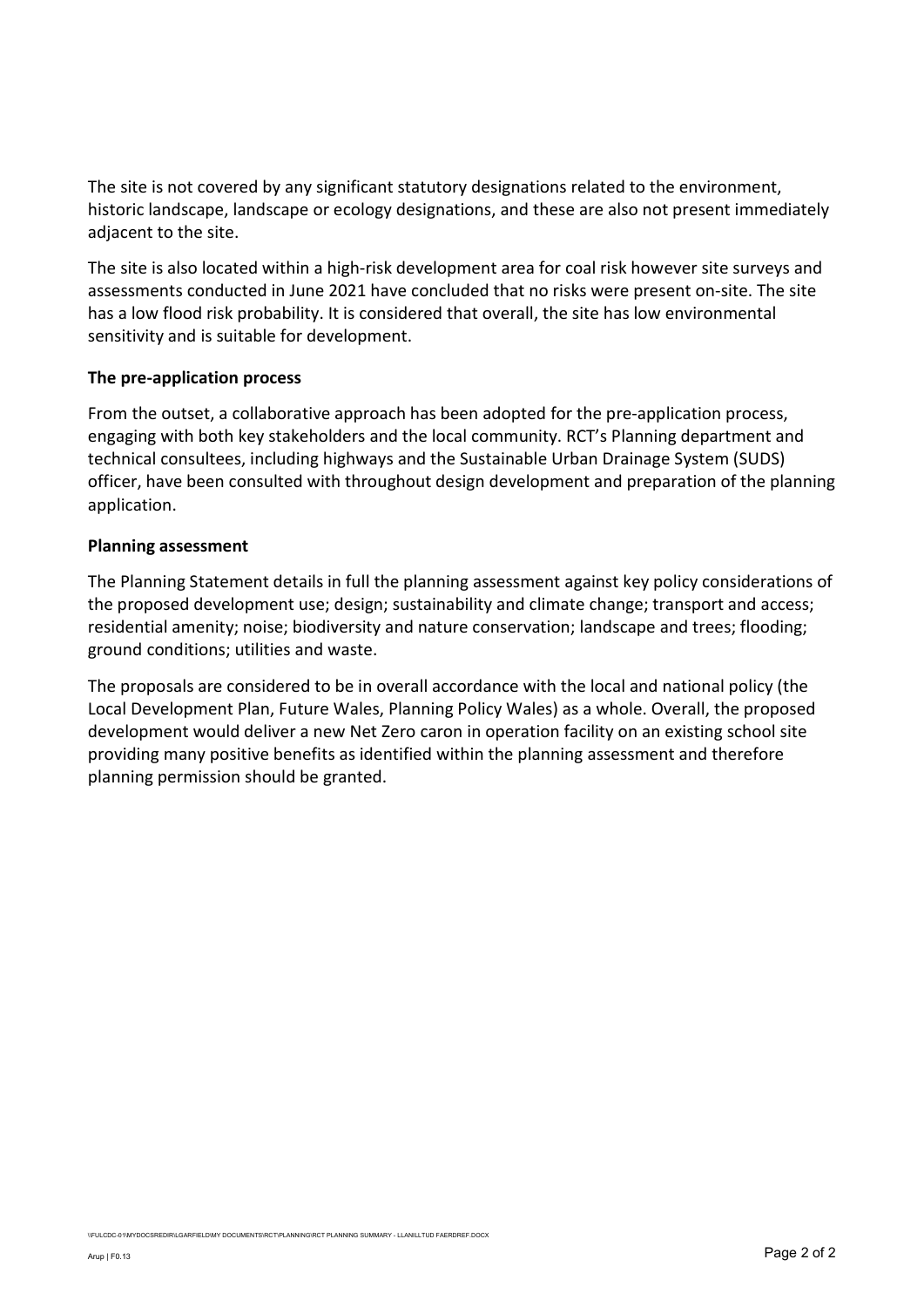The site is not covered by any significant statutory designations related to the environment, historic landscape, landscape or ecology designations, and these are also not present immediately adjacent to the site.

The site is also located within a high-risk development area for coal risk however site surveys and assessments conducted in June 2021 have concluded that no risks were present on-site. The site has a low flood risk probability. It is considered that overall, the site has low environmental sensitivity and is suitable for development.

**The pre-application process**

From the outset, a collaborative approach has been adopted for the pre-application process, engaging with both key stakeholders and the local community. RCT's Planning department and technical consultees, including highways and the Sustainable Urban Drainage System (SUDS) officer, have been consulted with throughout design development and preparation of the planning application.

**Planning assessment**

The Planning Statement details in full the planning assessment against key policy considerations of the proposed development use; design; sustainability and climate change; transport and access; residential amenity; noise; biodiversity and nature conservation; landscape and trees; flooding; ground conditions; utilities and waste.

The proposals are considered to be in overall accordance with the local and national policy (the Local Development Plan, Future Wales, Planning Policy Wales) as a whole. Overall, the proposed development would deliver a new Net Zero caron in operation facility on an existing school site providing many positive benefits as identified within the planning assessment and therefore planning permission should be granted.